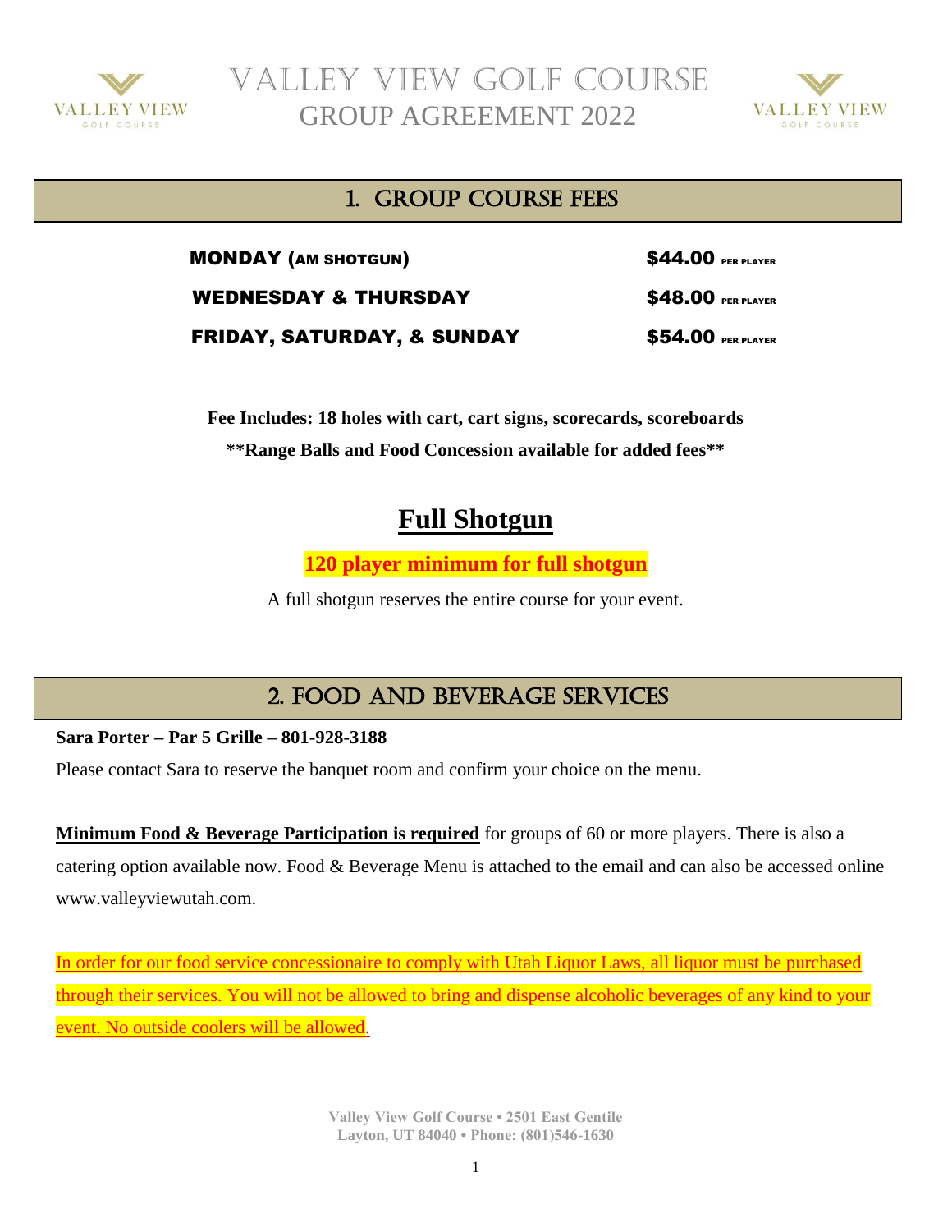# Valley View Golf Course
# GROUP AGREEMENT 2022

## 1. Group Course Fees

| | |
|---|---|
| **MONDAY (AM SHOTGUN)** | **$44.00** PER PLAYER |
| **WEDNESDAY & THURSDAY** | **$48.00** PER PLAYER |
| **FRIDAY, SATURDAY, & SUNDAY** | **$54.00** PER PLAYER |

**Fee Includes: 18 holes with cart, cart signs, scorecards, scoreboards**

****Range Balls and Food Concession available for added fees****

## Full Shotgun

**120 player minimum for full shotgun**

A full shotgun reserves the entire course for your event.

## 2. Food and Beverage Services

**Sara Porter – Par 5 Grille – 801-928-3188**

Please contact Sara to reserve the banquet room and confirm your choice on the menu.

**Minimum Food & Beverage Participation is required** for groups of 60 or more players. There is also a catering option available now. Food & Beverage Menu is attached to the email and can also be accessed online www.valleyviewutah.com.

In order for our food service concessionaire to comply with Utah Liquor Laws, all liquor must be purchased through their services. You will not be allowed to bring and dispense alcoholic beverages of any kind to your event. No outside coolers will be allowed.

Valley View Golf Course • 2501 East Gentile
Layton, UT 84040 • Phone: (801)546-1630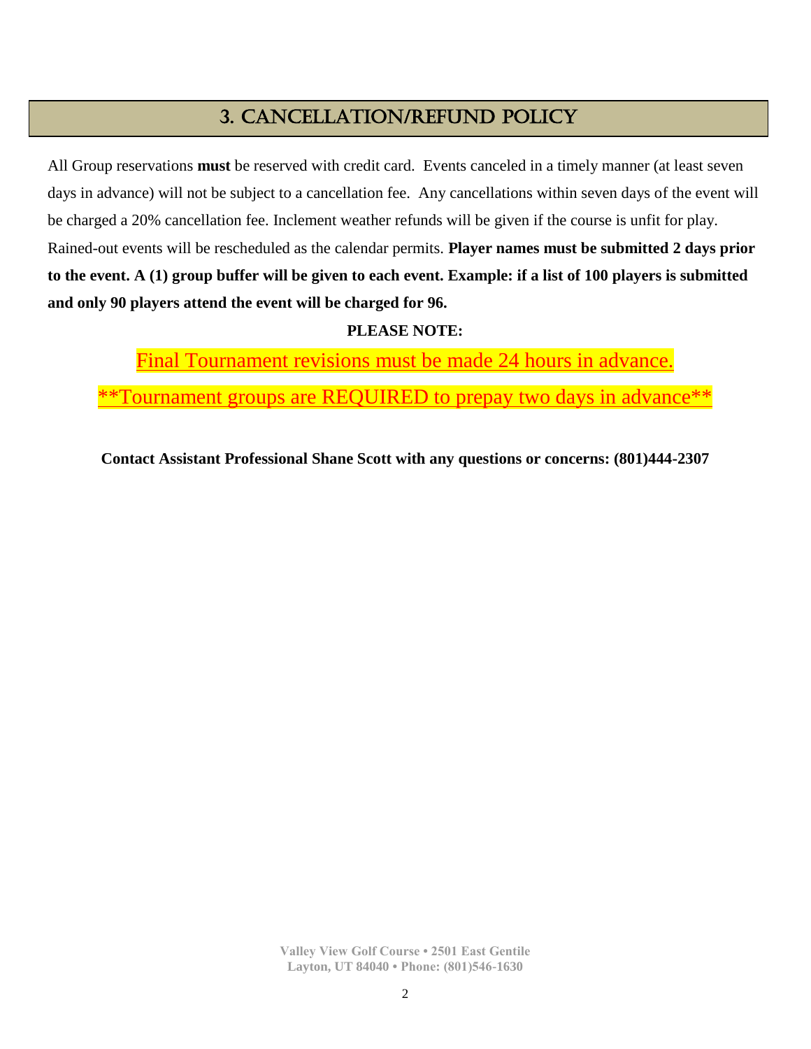## 3. CANCELLATION/REFUND POLICY

All Group reservations **must** be reserved with credit card. Events canceled in a timely manner (at least seven days in advance) will not be subject to a cancellation fee. Any cancellations within seven days of the event will be charged a 20% cancellation fee. Inclement weather refunds will be given if the course is unfit for play. Rained-out events will be rescheduled as the calendar permits. **Player names must be submitted 2 days prior to the event. A (1) group buffer will be given to each event. Example: if a list of 100 players is submitted and only 90 players attend the event will be charged for 96.**

**PLEASE NOTE:**

Final Tournament revisions must be made 24 hours in advance.

**Tournament groups are REQUIRED to prepay two days in advance**

**Contact Assistant Professional Shane Scott with any questions or concerns: (801)444-2307**

Valley View Golf Course • 2501 East Gentile
Layton, UT 84040 • Phone: (801)546-1630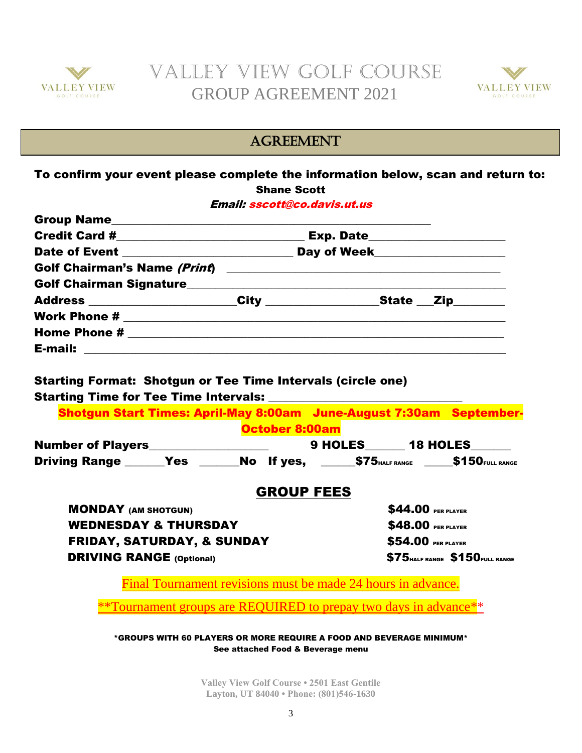# VALLEY VIEW GOLF COURSE

## GROUP AGREEMENT 2021

## AGREEMENT

**To confirm your event please complete the information below, scan and return to:**

**Shane Scott**

***Email: sscott@co.davis.ut.us***

**Group Name**______________________________________________________

**Credit Card #**________________________________ **Exp. Date**______________________

**Date of Event** ___________________________ **Day of Week**____________________

**Golf Chairman's Name *(Print)*** ______________________________________________

**Golf Chairman Signature**_____________________________________________________

**Address** _______________________**City** _________________**State** __**Zip**________

**Work Phone #** _____________________________________________________________

**Home Phone #** _____________________________________________________________

**E-mail:** __________________________________________________________________

**Starting Format: Shotgun or Tee Time Intervals (circle one)**

**Starting Time for Tee Time Intervals:** ______________________________

**Shotgun Start Times: April-May 8:00am June-August 7:30am September-October 8:00am**

**Number of Players**__________________ **9 HOLES**______ **18 HOLES**______

**Driving Range** ______**Yes** ______**No** **If yes,** _____**$75** HALF RANGE _____**$150** FULL RANGE

## GROUP FEES

| | |
|---|---|
| **MONDAY** (AM SHOTGUN) | **$44.00** PER PLAYER |
| **WEDNESDAY & THURSDAY** | **$48.00** PER PLAYER |
| **FRIDAY, SATURDAY, & SUNDAY** | **$54.00** PER PLAYER |
| **DRIVING RANGE** (Optional) | **$75** HALF RANGE **$150** FULL RANGE |

Final Tournament revisions must be made 24 hours in advance.

\*\*Tournament groups are REQUIRED to prepay two days in advance\*\*

**\*GROUPS WITH 60 PLAYERS OR MORE REQUIRE A FOOD AND BEVERAGE MINIMUM\***

**See attached Food & Beverage menu**

Valley View Golf Course • 2501 East Gentile
Layton, UT 84040 • Phone: (801)546-1630